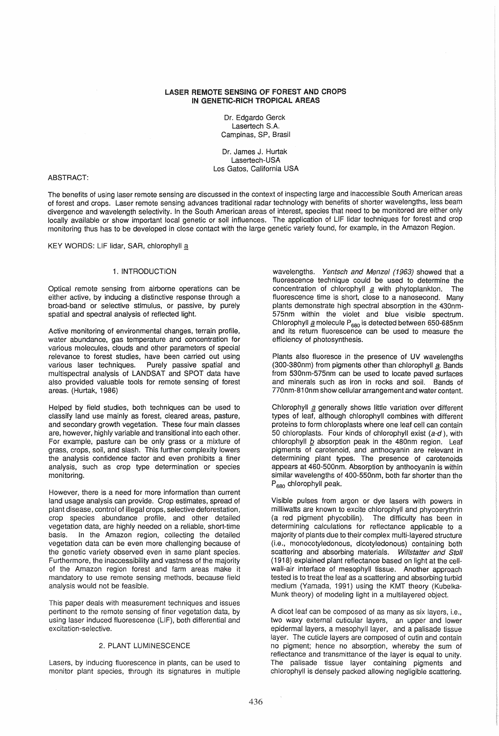# LASER REMOTE SENSING OF FOREST AND CROPS IN GENETIC-RICH TROPICAL AREAS

Dr. Edgardo Gerck
Lasertech S.A.
Campinas, SP, Brasil

Dr. James J. Hurtak
Lasertech-USA
Los Gatos, California USA

ABSTRACT:

The benefits of using laser remote sensing are discussed in the context of inspecting large and inaccessible South American areas of forest and crops. Laser remote sensing advances traditional radar technology with benefits of shorter wavelengths, less beam divergence and wavelength selectivity. In the South American areas of interest, species that need to be monitored are either only locally available or show important local genetic or soil influences. The application of LIF lidar techniques for forest and crop monitoring thus has to be developed in close contact with the large genetic variety found, for example, in the Amazon Region.

KEY WORDS: LIF lidar, SAR, chlorophyll a

## 1. INTRODUCTION

Optical remote sensing from airborne operations can be either active, by inducing a distinctive response through a broad-band or selective stimulus, or passive, by purely spatial and spectral analysis of reflected light.

Active monitoring of environmental changes, terrain profile, water abundance, gas temperature and concentration for various molecules, clouds and other parameters of special relevance to forest studies, have been carried out using various laser techniques. Purely passive spatial and multispectral analysis of LANDSAT and SPOT data have also provided valuable tools for remote sensing of forest areas. (Hurtak, 1986)

Helped by field studies, both techniques can be used to classify land use mainly as forest, cleared areas, pasture, and secondary growth vegetation. These four main classes are, however, highly variable and transitional into each other. For example, pasture can be only grass or a mixture of grass, crops, soil, and slash. This further complexity lowers the analysis confidence factor and even prohibits a finer analysis, such as crop type determination or species monitoring.

However, there is a need for more information than current land usage analysis can provide. Crop estimates, spread of plant disease, control of illegal crops, selective deforestation, crop species abundance profile, and other detailed vegetation data, are highly needed on a reliable, short-time basis. In the Amazon region, collecting the detailed vegetation data can be even more challenging because of the genetic variety observed even in same plant species. Furthermore, the inaccessibility and vastness of the majority of the Amazon region forest and farm areas make it mandatory to use remote sensing methods, because field analysis would not be feasible.

This paper deals with measurement techniques and issues pertinent to the remote sensing of finer vegetation data, by using laser induced fluorescence (LIF), both differential and excitation-selective.

## 2. PLANT LUMINESCENCE

Lasers, by inducing fluorescence in plants, can be used to monitor plant species, through its signatures in multiple wavelengths. *Yentsch and Menzel (1963)* showed that a fluorescence technique could be used to determine the concentration of chlorophyll a with phytoplankton. The fluorescence time is short, close to a nanosecond. Many plants demonstrate high spectral absorption in the 430nm-575nm within the violet and blue visible spectrum. Chlorophyll a molecule $P_{680}$ is detected between 650-685nm and its return fluorescence can be used to measure the efficiency of photosynthesis.

Plants also fluoresce in the presence of UV wavelengths (300-380nm) from pigments other than chlorophyll a. Bands from 530nm-575nm can be used to locate paved surfaces and minerals such as iron in rocks and soil. Bands of 770nm-810nm show cellular arrangement and water content.

Chlorophyll a generally shows little variation over different types of leaf, although chlorophyll combines with different proteins to form chloroplasts where one leaf cell can contain 50 chloroplasts. Four kinds of chlorophyll exist (*a-d*), with chlorophyll b absorption peak in the 480nm region. Leaf pigments of carotenoid, and anthocyanin are relevant in determining plant types. The presence of carotenoids appears at 460-500nm. Absorption by anthocyanin is within similar wavelengths of 400-550nm, both far shorter than the $P_{680}$ chlorophyll peak.

Visible pulses from argon or dye lasers with powers in milliwatts are known to excite chlorophyll and phycoerythrin (a red pigment phycobilin). The difficulty has been in determining calculations for reflectance applicable to a majority of plants due to their complex multi-layered structure (i.e., monocotyledonous, dicotyledonous) containing both scattering and absorbing materials. *Willstatter and Stoll* (1918) explained plant reflectance based on light at the cell-wall-air interface of mesophyll tissue. Another approach tested is to treat the leaf as a scattering and absorbing turbid medium (Yamada, 1991) using the KMT theory (Kubelka-Munk theory) of modeling light in a multilayered object.

A dicot leaf can be composed of as many as six layers, i.e., two waxy external cuticular layers, an upper and lower epidermal layers, a mesophyll layer, and a palisade tissue layer. The cuticle layers are composed of cutin and contain no pigment; hence no absorption, whereby the sum of reflectance and transmittance of the layer is equal to unity. The palisade tissue layer containing pigments and chlorophyll is densely packed allowing negligible scattering.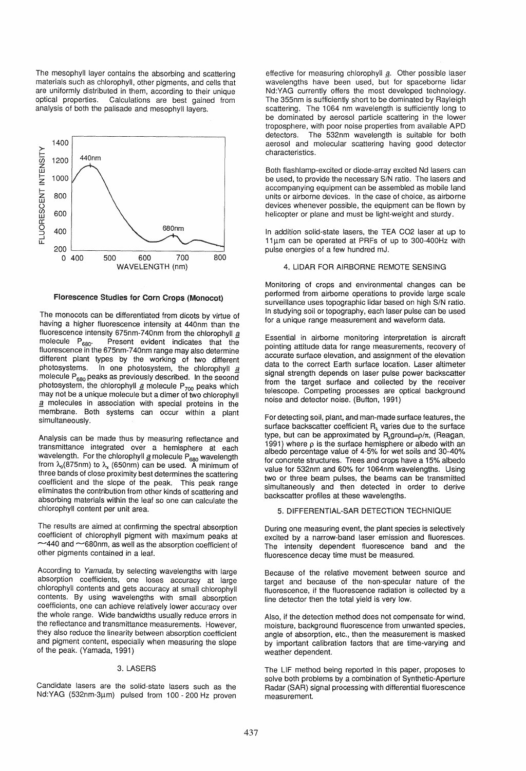The mesophyll layer contains the absorbing and scattering materials such as chlorophyll, other pigments, and cells that are uniformly distributed in them, according to their unique optical properties. Calculations are best gained from analysis of both the palisade and mesophyll layers.

**Florescence Studies for Corn Crops (Monocot)**

The monocots can be differentiated from dicots by virtue of having a higher fluorescence intensity at 440nm than the fluorescence intensity 675nm-740nm from the chlorophyll *a* molecule $P_{680}$. Present evident indicates that the fluorescence in the 675nm-740nm range may also determine different plant types by the working of two different photosystems. In one photosystem, the chlorophyll *a* molecule $P_{680}$ peaks as previously described. In the second photosystem, the chlorophyll *a* molecule $P_{700}$ peaks which may not be a unique molecule but a dimer of two chlorophyll *a* molecules in association with special proteins in the membrane. Both systems can occur within a plant simultaneously.

Analysis can be made thus by measuring reflectance and transmittance integrated over a hemisphere at each wavelength. For the chlorophyll *a* molecule $P_{680}$ wavelength from $\lambda_o$(875nm) to $\lambda_y$ (650nm) can be used. A minimum of three bands of close proximity best determines the scattering coefficient and the slope of the peak. This peak range eliminates the contribution from other kinds of scattering and absorbing materials within the leaf so one can calculate the chlorophyll content per unit area.

The results are aimed at confirming the spectral absorption coefficient of chlorophyll pigment with maximum peaks at ~440 and ~680nm, as well as the absorption coefficient of other pigments contained in a leaf.

According to *Yamada*, by selecting wavelengths with large absorption coefficients, one loses accuracy at large chlorophyll contents and gets accuracy at small chlorophyll contents. By using wavelengths with small absorption coefficients, one can achieve relatively lower accuracy over the whole range. Wide bandwidths usually reduce errors in the reflectance and transmittance measurements. However, they also reduce the linearity between absorption coefficient and pigment content, especially when measuring the slope of the peak. (Yamada, 1991)

## 3. LASERS

Candidate lasers are the solid-state lasers such as the Nd:YAG (532nm-3μm) pulsed from 100 - 200 Hz proven effective for measuring chlorophyll *a*. Other possible laser wavelengths have been used, but for spaceborne lidar Nd:YAG currently offers the most developed technology. The 355nm is sufficiently short to be dominated by Rayleigh scattering. The 1064 nm wavelength is sufficiently long to be dominated by aerosol particle scattering in the lower troposphere, with poor noise properties from available APD detectors. The 532nm wavelength is suitable for both aerosol and molecular scattering having good detector characteristics.

Both flashlamp-excited or diode-array excited Nd lasers can be used, to provide the necessary S/N ratio. The lasers and accompanying equipment can be assembled as mobile land units or airborne devices. In the case of choice, as airborne devices whenever possible, the equipment can be flown by helicopter or plane and must be light-weight and sturdy.

In addition solid-state lasers, the TEA $CO_2$ laser at up to 11μm can be operated at PRFs of up to 300-400Hz with pulse energies of a few hundred mJ.

## 4. LIDAR FOR AIRBORNE REMOTE SENSING

Monitoring of crops and environmental changes can be performed from airborne operations to provide large scale surveillance uses topographic lidar based on high S/N ratio. In studying soil or topography, each laser pulse can be used for a unique range measurement and waveform data.

Essential in airborne monitoring interpretation is aircraft pointing attitude data for range measurements, recovery of accurate surface elevation, and assignment of the elevation data to the correct Earth surface location. Laser altimeter signal strength depends on laser pulse power backscatter from the target surface and collected by the receiver telescope. Competing processes are optical background noise and detector noise. (Bufton, 1991)

For detecting soil, plant, and man-made surface features, the surface backscatter coefficient $R_\lambda$ varies due to the surface type, but can be approximated by $R_\lambda$ground$=\rho/\pi$, (Reagan, 1991) where $\rho$ is the surface hemisphere or albedo with an albedo percentage value of 4-5% for wet soils and 30-40% for concrete structures. Trees and crops have a 15% albedo value for 532nm and 60% for 1064nm wavelengths. Using two or three beam pulses, the beams can be transmitted simultaneously and then detected in order to derive backscatter profiles at these wavelengths.

## 5. DIFFERENTIAL-SAR DETECTION TECHNIQUE

During one measuring event, the plant species is selectively excited by a narrow-band laser emission and fluoresces. The intensity dependent fluorescence band and the fluorescence decay time must be measured.

Because of the relative movement between source and target and because of the non-specular nature of the fluorescence, if the fluorescence radiation is collected by a line detector then the total yield is very low.

Also, if the detection method does not compensate for wind, moisture, background fluorescence from unwanted species, angle of absorption, etc., then the measurement is masked by important calibration factors that are time-varying and weather dependent.

The LIF method being reported in this paper, proposes to solve both problems by a combination of Synthetic-Aperture Radar (SAR) signal processing with differential fluorescence measurement.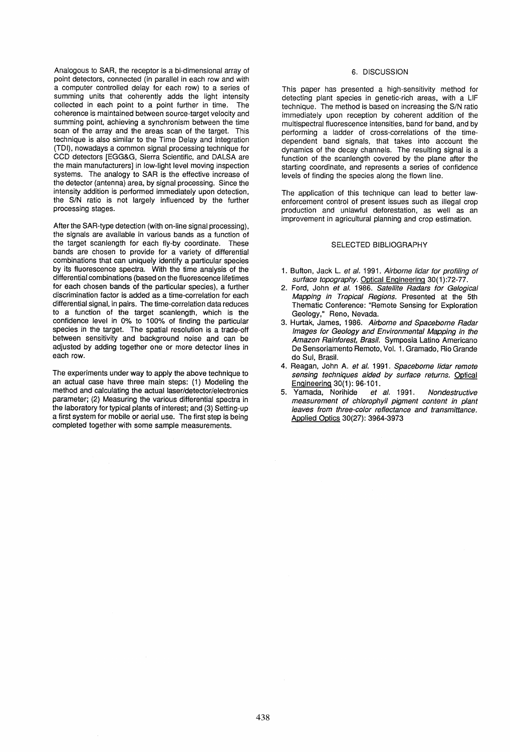Analogous to SAR, the receptor is a bi-dimensional array of point detectors, connected (in parallel in each row and with a computer controlled delay for each row) to a series of summing units that coherently adds the light intensity collected in each point to a point further in time. The coherence is maintained between source-target velocity and summing point, achieving a synchronism between the time scan of the array and the areas scan of the target. This technique is also similar to the Time Delay and Integration (TDI), nowadays a common signal processing technique for CCD detectors [EGG&G, Sierra Scientific, and DALSA are the main manufacturers] in low-light level moving inspection systems. The analogy to SAR is the effective increase of the detector (antenna) area, by signal processing. Since the intensity addition is performed immediately upon detection, the S/N ratio is not largely influenced by the further processing stages.

After the SAR-type detection (with on-line signal processing), the signals are available in various bands as a function of the target scanlength for each fly-by coordinate. These bands are chosen to provide for a variety of differential combinations that can uniquely identify a particular species by its fluorescence spectra. With the time analysis of the differential combinations (based on the fluorescence lifetimes for each chosen bands of the particular species), a further discrimination factor is added as a time-correlation for each differential signal, in pairs. The time-correlation data reduces to a function of the target scanlength, which is the confidence level in 0% to 100% of finding the particular species in the target. The spatial resolution is a trade-off between sensitivity and background noise and can be adjusted by adding together one or more detector lines in each row.

The experiments under way to apply the above technique to an actual case have three main steps: (1) Modeling the method and calculating the actual laser/detector/electronics parameter; (2) Measuring the various differential spectra in the laboratory for typical plants of interest; and (3) Setting-up a first system for mobile or aerial use. The first step is being completed together with some sample measurements.

## 6. DISCUSSION

This paper has presented a high-sensitivity method for detecting plant species in genetic-rich areas, with a LIF technique. The method is based on increasing the S/N ratio immediately upon reception by coherent addition of the multispectral fluorescence intensities, band for band, and by performing a ladder of cross-correlations of the time-dependent band signals, that takes into account the dynamics of the decay channels. The resulting signal is a function of the scanlength covered by the plane after the starting coordinate, and represents a series of confidence levels of finding the species along the flown line.

The application of this technique can lead to better law-enforcement control of present issues such as illegal crop production and unlawful deforestation, as well as an improvement in agricultural planning and crop estimation.

## SELECTED BIBLIOGRAPHY

1. Bufton, Jack L. *et al.* 1991. *Airborne lidar for profiling of surface topography.* Optical Engineering 30(1):72-77.
2. Ford, John *et al.* 1986. *Satellite Radars for Gelogical Mapping in Tropical Regions.* Presented at the 5th Thematic Conference: "Remote Sensing for Exploration Geology," Reno, Nevada.
3. Hurtak, James, 1986. *Airborne and Spaceborne Radar Images for Geology and Environmental Mapping in the Amazon Rainforest, Brasil.* Symposia Latino Americano De Sensoriamento Remoto, Vol. 1. Gramado, Rio Grande do Sul, Brasil.
4. Reagan, John A. *et al.* 1991. *Spaceborne lidar remote sensing techniques aided by surface returns.* Optical Engineering 30(1): 96-101.
5. Yamada, Norihide *et al.* 1991. *Nondestructive measurement of chlorophyll pigment content in plant leaves from three-color reflectance and transmittance.* Applied Optics 30(27): 3964-3973